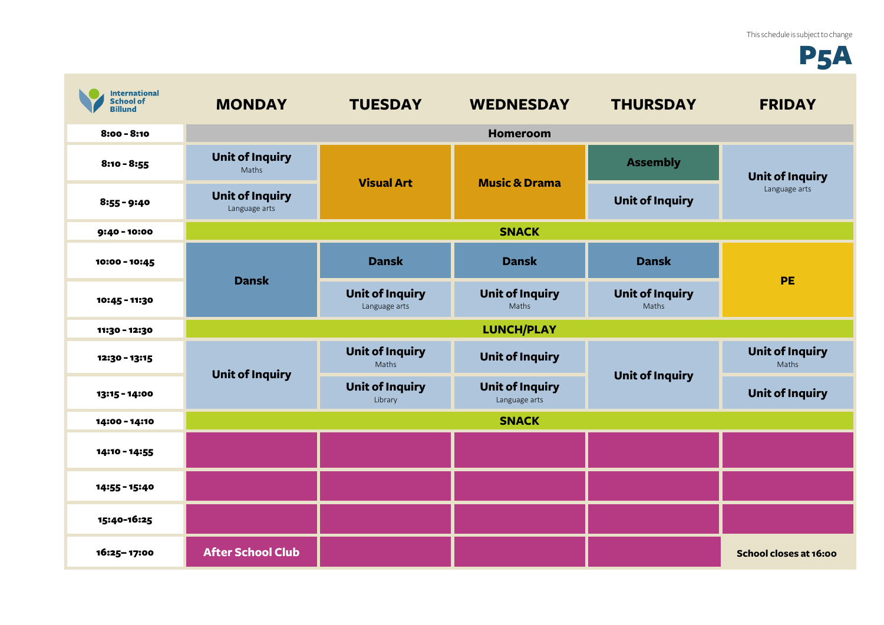This schedule is subject to change

# P5A

International School of Billund

| | MONDAY | TUESDAY | WEDNESDAY | THURSDAY | FRIDAY |
|---|---|---|---|---|---|
| 8:00 - 8:10 | Homeroom | | | | |
| 8:10 - 8:55 | **Unit of Inquiry** Maths | **Visual Art** | **Music & Drama** | **Assembly** | **Unit of Inquiry** Language arts |
| 8:55 - 9:40 | **Unit of Inquiry** Language arts | | | **Unit of Inquiry** | |
| 9:40 - 10:00 | SNACK | | | | |
| 10:00 - 10:45 | **Dansk** | **Dansk** | **Dansk** | **Dansk** | **PE** |
| 10:45 - 11:30 | | **Unit of Inquiry** Language arts | **Unit of Inquiry** Maths | **Unit of Inquiry** Maths | |
| 11:30 - 12:30 | LUNCH/PLAY | | | | |
| 12:30 - 13:15 | **Unit of Inquiry** | **Unit of Inquiry** Maths | **Unit of Inquiry** | **Unit of Inquiry** | **Unit of Inquiry** Maths |
| 13:15 - 14:00 | | **Unit of Inquiry** Library | **Unit of Inquiry** Language arts | | **Unit of Inquiry** |
| 14:00 - 14:10 | SNACK | | | | |
| 14:10 - 14:55 | | | | | |
| 14:55 - 15:40 | | | | | |
| 15:40-16:25 | | | | | |
| 16:25– 17:00 | **After School Club** | | | | **School closes at 16:00** |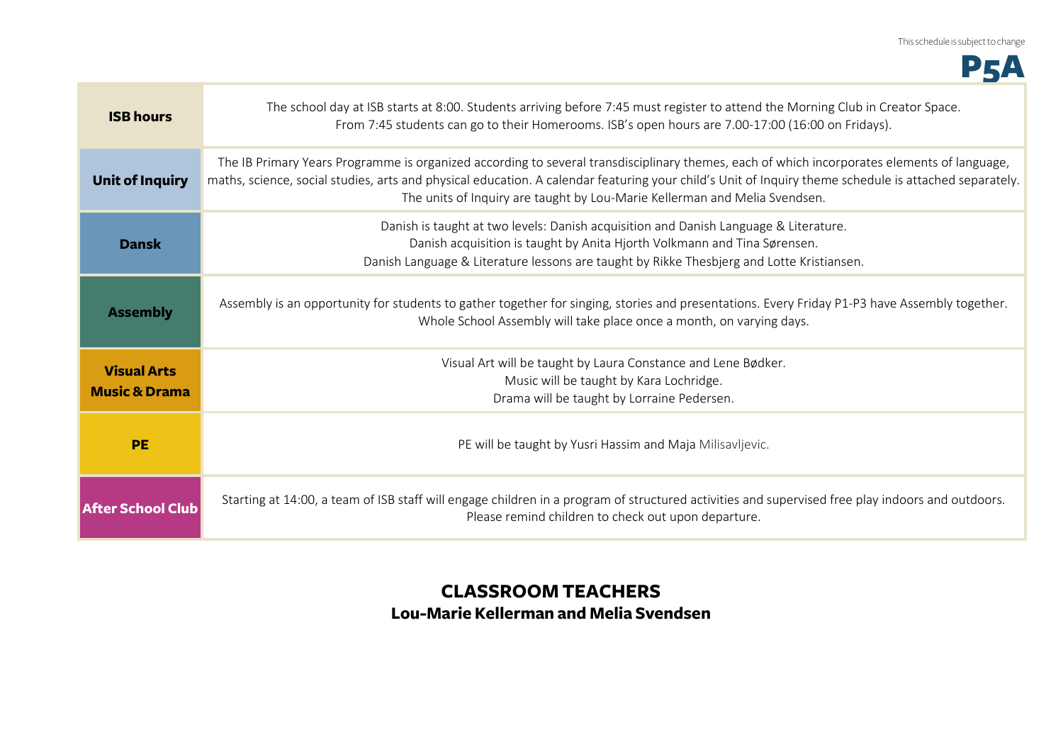This schedule is subject to change

# P5A

| | |
|---|---|
| **ISB hours** | The school day at ISB starts at 8:00. Students arriving before 7:45 must register to attend the Morning Club in Creator Space. From 7:45 students can go to their Homerooms. ISB's open hours are 7.00-17:00 (16:00 on Fridays). |
| **Unit of Inquiry** | The IB Primary Years Programme is organized according to several transdisciplinary themes, each of which incorporates elements of language, maths, science, social studies, arts and physical education. A calendar featuring your child's Unit of Inquiry theme schedule is attached separately. The units of Inquiry are taught by Lou-Marie Kellerman and Melia Svendsen. |
| **Dansk** | Danish is taught at two levels: Danish acquisition and Danish Language & Literature. Danish acquisition is taught by Anita Hjorth Volkmann and Tina Sørensen. Danish Language & Literature lessons are taught by Rikke Thesbjerg and Lotte Kristiansen. |
| **Assembly** | Assembly is an opportunity for students to gather together for singing, stories and presentations. Every Friday P1-P3 have Assembly together. Whole School Assembly will take place once a month, on varying days. |
| **Visual Arts Music & Drama** | Visual Art will be taught by Laura Constance and Lene Bødker. Music will be taught by Kara Lochridge. Drama will be taught by Lorraine Pedersen. |
| **PE** | PE will be taught by Yusri Hassim and Maja Milisavljevic. |
| **After School Club** | Starting at 14:00, a team of ISB staff will engage children in a program of structured activities and supervised free play indoors and outdoors. Please remind children to check out upon departure. |

## CLASSROOM TEACHERS

**Lou-Marie Kellerman and Melia Svendsen**